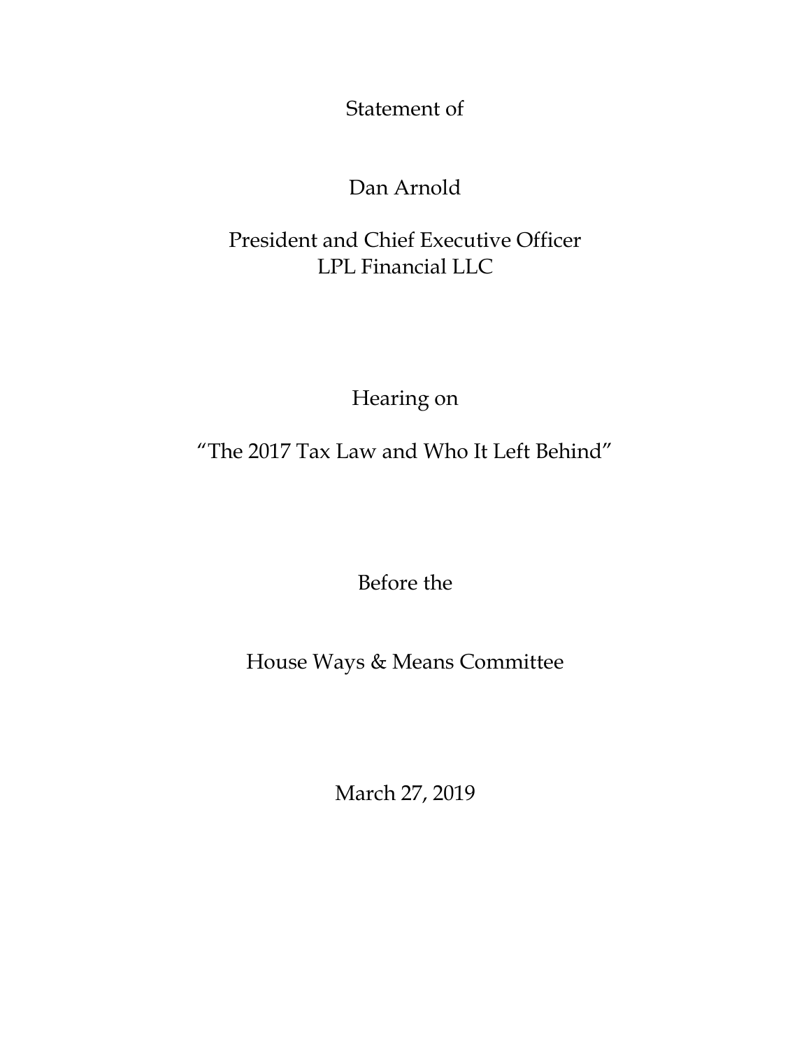Statement of

Dan Arnold

President and Chief Executive Officer
LPL Financial LLC

Hearing on

"The 2017 Tax Law and Who It Left Behind"

Before the

House Ways & Means Committee

March 27, 2019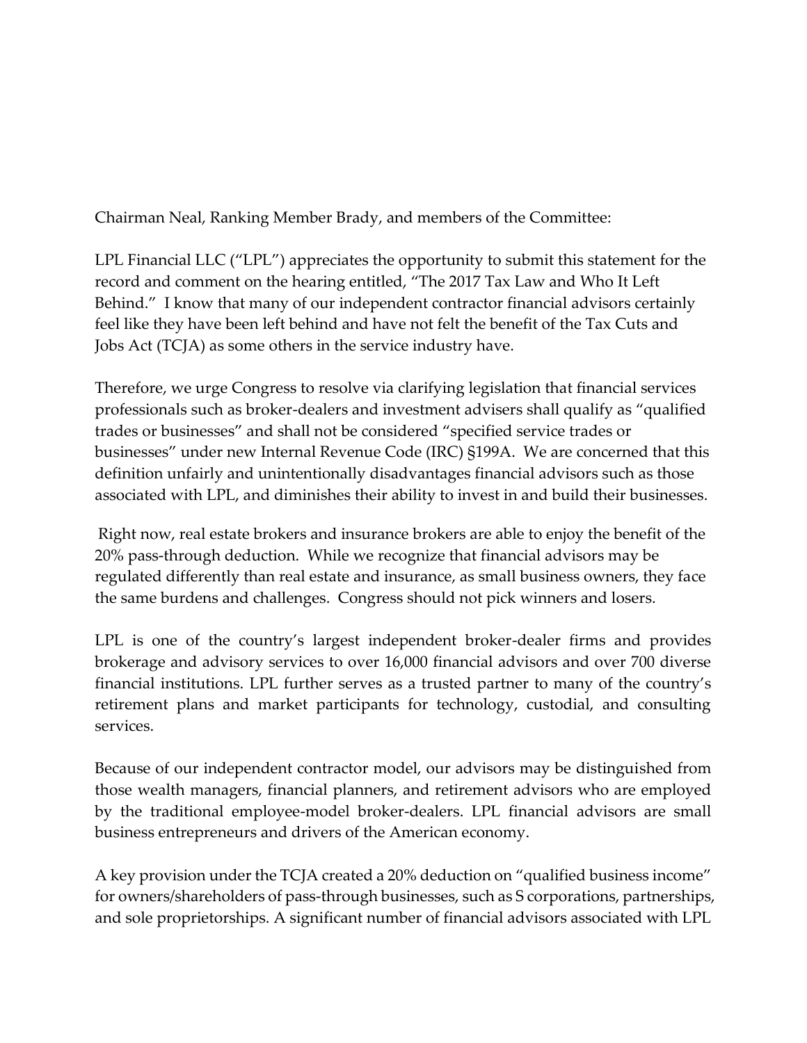Chairman Neal, Ranking Member Brady, and members of the Committee:

LPL Financial LLC ("LPL") appreciates the opportunity to submit this statement for the record and comment on the hearing entitled, "The 2017 Tax Law and Who It Left Behind." I know that many of our independent contractor financial advisors certainly feel like they have been left behind and have not felt the benefit of the Tax Cuts and Jobs Act (TCJA) as some others in the service industry have.

Therefore, we urge Congress to resolve via clarifying legislation that financial services professionals such as broker-dealers and investment advisers shall qualify as "qualified trades or businesses" and shall not be considered "specified service trades or businesses" under new Internal Revenue Code (IRC) §199A. We are concerned that this definition unfairly and unintentionally disadvantages financial advisors such as those associated with LPL, and diminishes their ability to invest in and build their businesses.

Right now, real estate brokers and insurance brokers are able to enjoy the benefit of the 20% pass-through deduction. While we recognize that financial advisors may be regulated differently than real estate and insurance, as small business owners, they face the same burdens and challenges. Congress should not pick winners and losers.

LPL is one of the country's largest independent broker-dealer firms and provides brokerage and advisory services to over 16,000 financial advisors and over 700 diverse financial institutions. LPL further serves as a trusted partner to many of the country's retirement plans and market participants for technology, custodial, and consulting services.

Because of our independent contractor model, our advisors may be distinguished from those wealth managers, financial planners, and retirement advisors who are employed by the traditional employee-model broker-dealers. LPL financial advisors are small business entrepreneurs and drivers of the American economy.

A key provision under the TCJA created a 20% deduction on "qualified business income" for owners/shareholders of pass-through businesses, such as S corporations, partnerships, and sole proprietorships. A significant number of financial advisors associated with LPL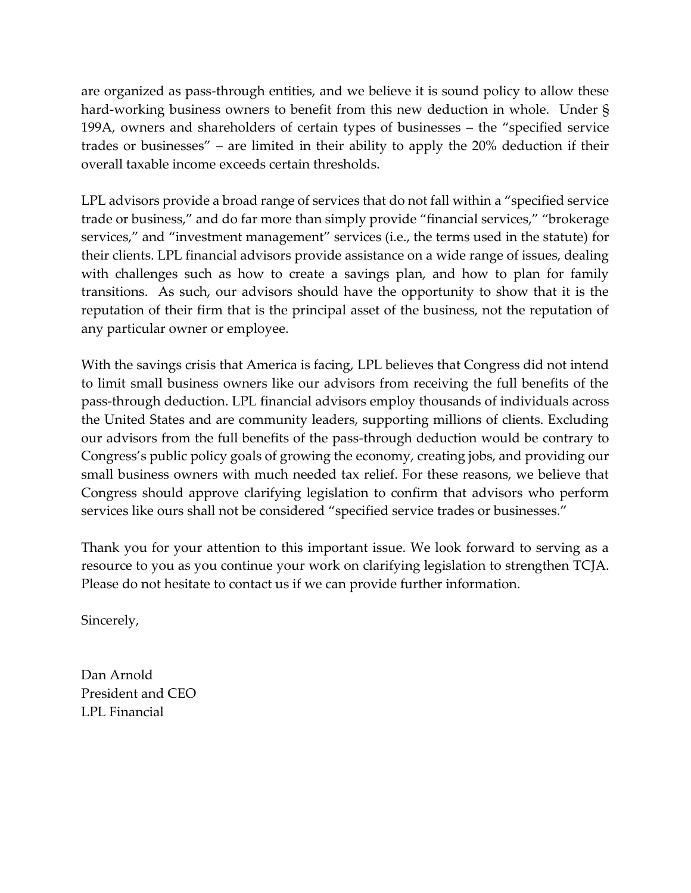are organized as pass-through entities, and we believe it is sound policy to allow these hard-working business owners to benefit from this new deduction in whole. Under § 199A, owners and shareholders of certain types of businesses – the "specified service trades or businesses" – are limited in their ability to apply the 20% deduction if their overall taxable income exceeds certain thresholds.

LPL advisors provide a broad range of services that do not fall within a "specified service trade or business," and do far more than simply provide "financial services," "brokerage services," and "investment management" services (i.e., the terms used in the statute) for their clients. LPL financial advisors provide assistance on a wide range of issues, dealing with challenges such as how to create a savings plan, and how to plan for family transitions. As such, our advisors should have the opportunity to show that it is the reputation of their firm that is the principal asset of the business, not the reputation of any particular owner or employee.

With the savings crisis that America is facing, LPL believes that Congress did not intend to limit small business owners like our advisors from receiving the full benefits of the pass-through deduction. LPL financial advisors employ thousands of individuals across the United States and are community leaders, supporting millions of clients. Excluding our advisors from the full benefits of the pass-through deduction would be contrary to Congress's public policy goals of growing the economy, creating jobs, and providing our small business owners with much needed tax relief. For these reasons, we believe that Congress should approve clarifying legislation to confirm that advisors who perform services like ours shall not be considered "specified service trades or businesses."

Thank you for your attention to this important issue. We look forward to serving as a resource to you as you continue your work on clarifying legislation to strengthen TCJA. Please do not hesitate to contact us if we can provide further information.

Sincerely,

Dan Arnold
President and CEO
LPL Financial